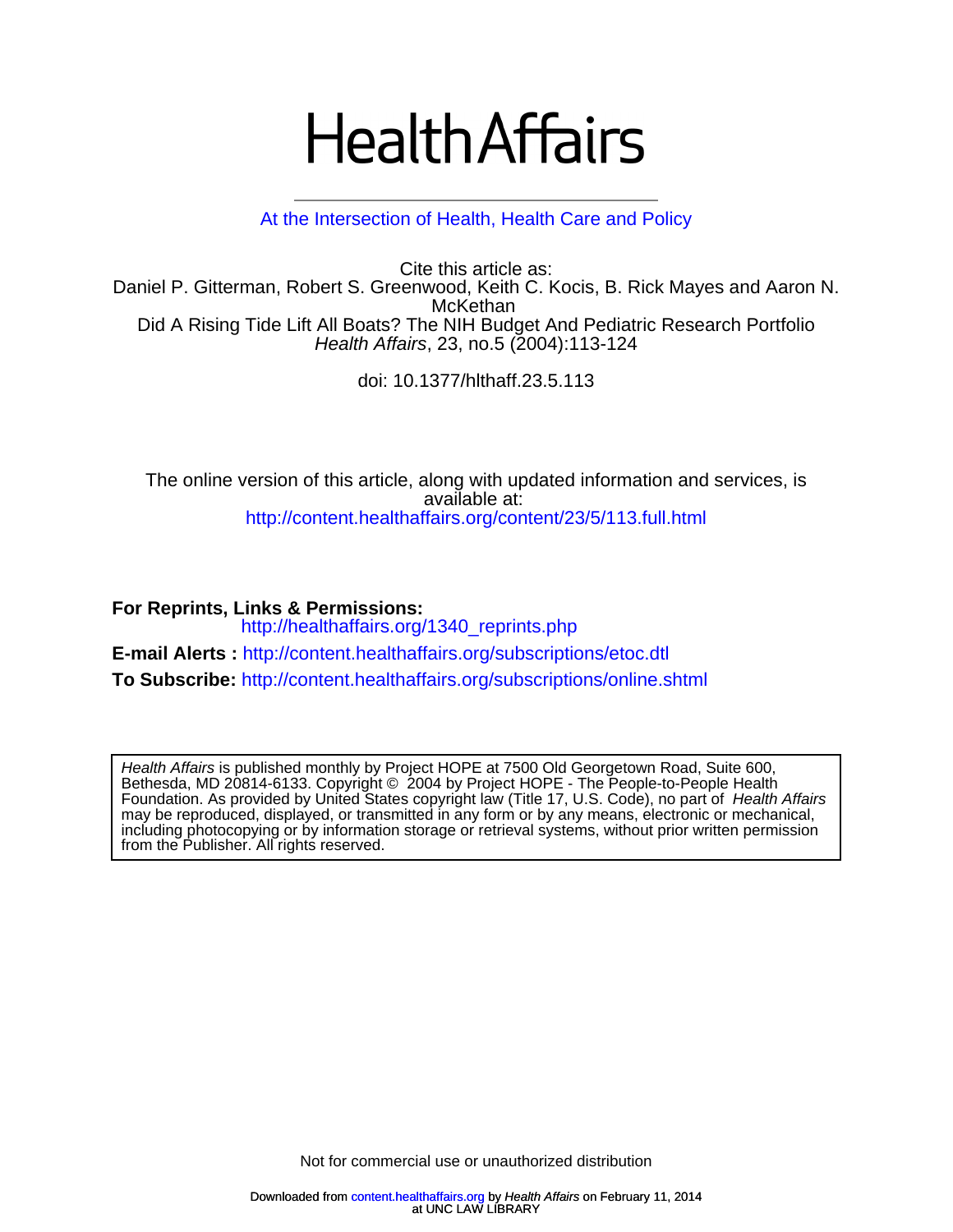# Health Affairs

At the Intersection of Health, Health Care and Policy

Cite this article as:
Daniel P. Gitterman, Robert S. Greenwood, Keith C. Kocis, B. Rick Mayes and Aaron N. McKethan
Did A Rising Tide Lift All Boats? The NIH Budget And Pediatric Research Portfolio
*Health Affairs*, 23, no.5 (2004):113-124

doi: 10.1377/hlthaff.23.5.113

The online version of this article, along with updated information and services, is available at:
http://content.healthaffairs.org/content/23/5/113.full.html

**For Reprints, Links & Permissions:**
http://healthaffairs.org/1340_reprints.php

**E-mail Alerts :** http://content.healthaffairs.org/subscriptions/etoc.dtl

**To Subscribe:** http://content.healthaffairs.org/subscriptions/online.shtml

*Health Affairs* is published monthly by Project HOPE at 7500 Old Georgetown Road, Suite 600, Bethesda, MD 20814-6133. Copyright © 2004 by Project HOPE - The People-to-People Health Foundation. As provided by United States copyright law (Title 17, U.S. Code), no part of *Health Affairs* may be reproduced, displayed, or transmitted in any form or by any means, electronic or mechanical, including photocopying or by information storage or retrieval systems, without prior written permission from the Publisher. All rights reserved.

Not for commercial use or unauthorized distribution

Downloaded from content.healthaffairs.org by *Health Affairs* on February 11, 2014 at UNC LAW LIBRARY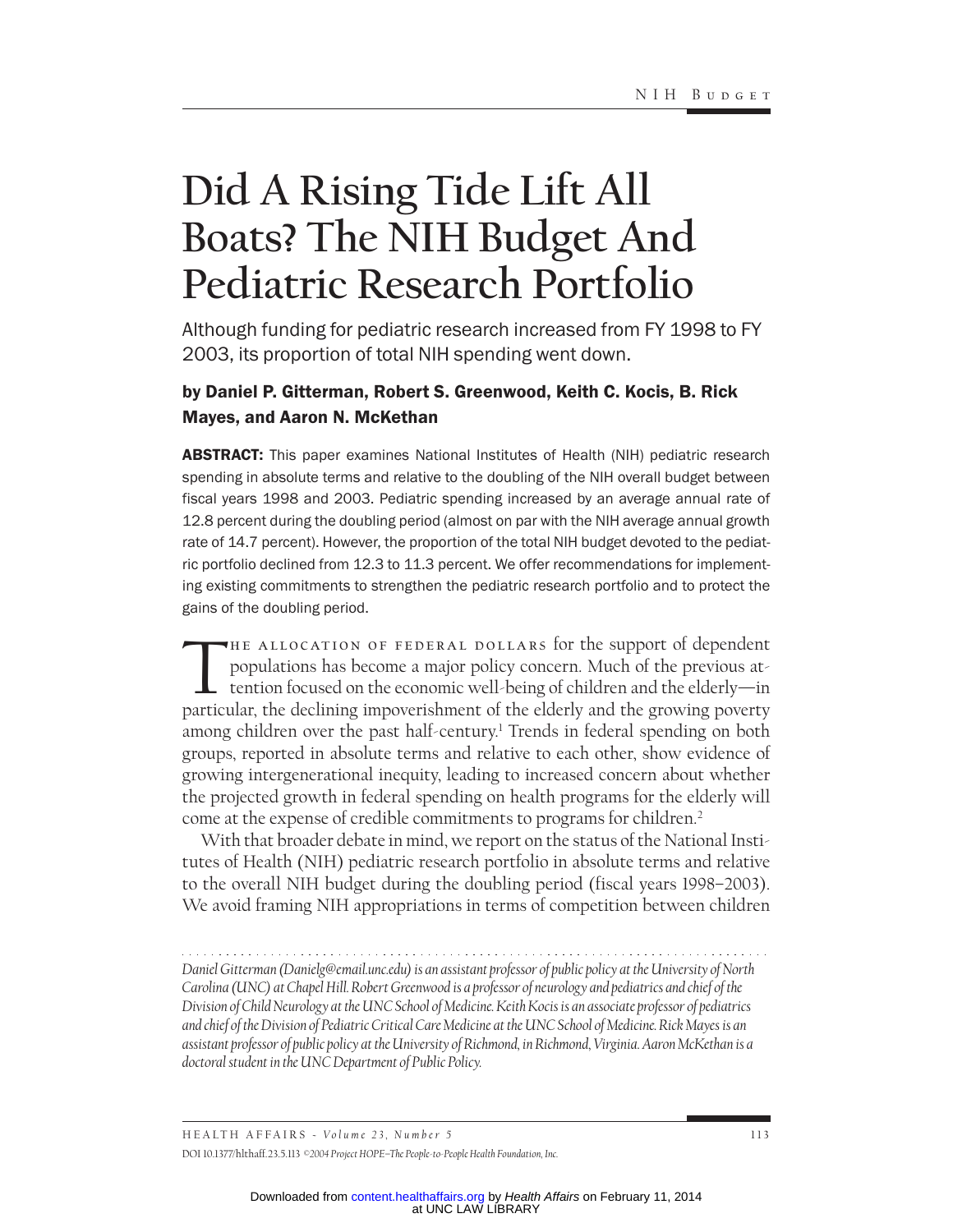# Did A Rising Tide Lift All Boats? The NIH Budget And Pediatric Research Portfolio

Although funding for pediatric research increased from FY 1998 to FY 2003, its proportion of total NIH spending went down.

**by Daniel P. Gitterman, Robert S. Greenwood, Keith C. Kocis, B. Rick Mayes, and Aaron N. McKethan**

**ABSTRACT:** This paper examines National Institutes of Health (NIH) pediatric research spending in absolute terms and relative to the doubling of the NIH overall budget between fiscal years 1998 and 2003. Pediatric spending increased by an average annual rate of 12.8 percent during the doubling period (almost on par with the NIH average annual growth rate of 14.7 percent). However, the proportion of the total NIH budget devoted to the pediatric portfolio declined from 12.3 to 11.3 percent. We offer recommendations for implementing existing commitments to strengthen the pediatric research portfolio and to protect the gains of the doubling period.

The allocation of federal dollars for the support of dependent populations has become a major policy concern. Much of the previous attention focused on the economic well-being of children and the elderly—in particular, the declining impoverishment of the elderly and the growing poverty among children over the past half-century.[1] Trends in federal spending on both groups, reported in absolute terms and relative to each other, show evidence of growing intergenerational inequity, leading to increased concern about whether the projected growth in federal spending on health programs for the elderly will come at the expense of credible commitments to programs for children.[2]

With that broader debate in mind, we report on the status of the National Institutes of Health (NIH) pediatric research portfolio in absolute terms and relative to the overall NIH budget during the doubling period (fiscal years 1998–2003). We avoid framing NIH appropriations in terms of competition between children

*Daniel Gitterman (Danielg@email.unc.edu) is an assistant professor of public policy at the University of North Carolina (UNC) at Chapel Hill. Robert Greenwood is a professor of neurology and pediatrics and chief of the Division of Child Neurology at the UNC School of Medicine. Keith Kocis is an associate professor of pediatrics and chief of the Division of Pediatric Critical Care Medicine at the UNC School of Medicine. Rick Mayes is an assistant professor of public policy at the University of Richmond, in Richmond, Virginia. Aaron McKethan is a doctoral student in the UNC Department of Public Policy.*

DOI 10.1377/hlthaff.23.5.113 ©2004 Project HOPE–The People-to-People Health Foundation, Inc.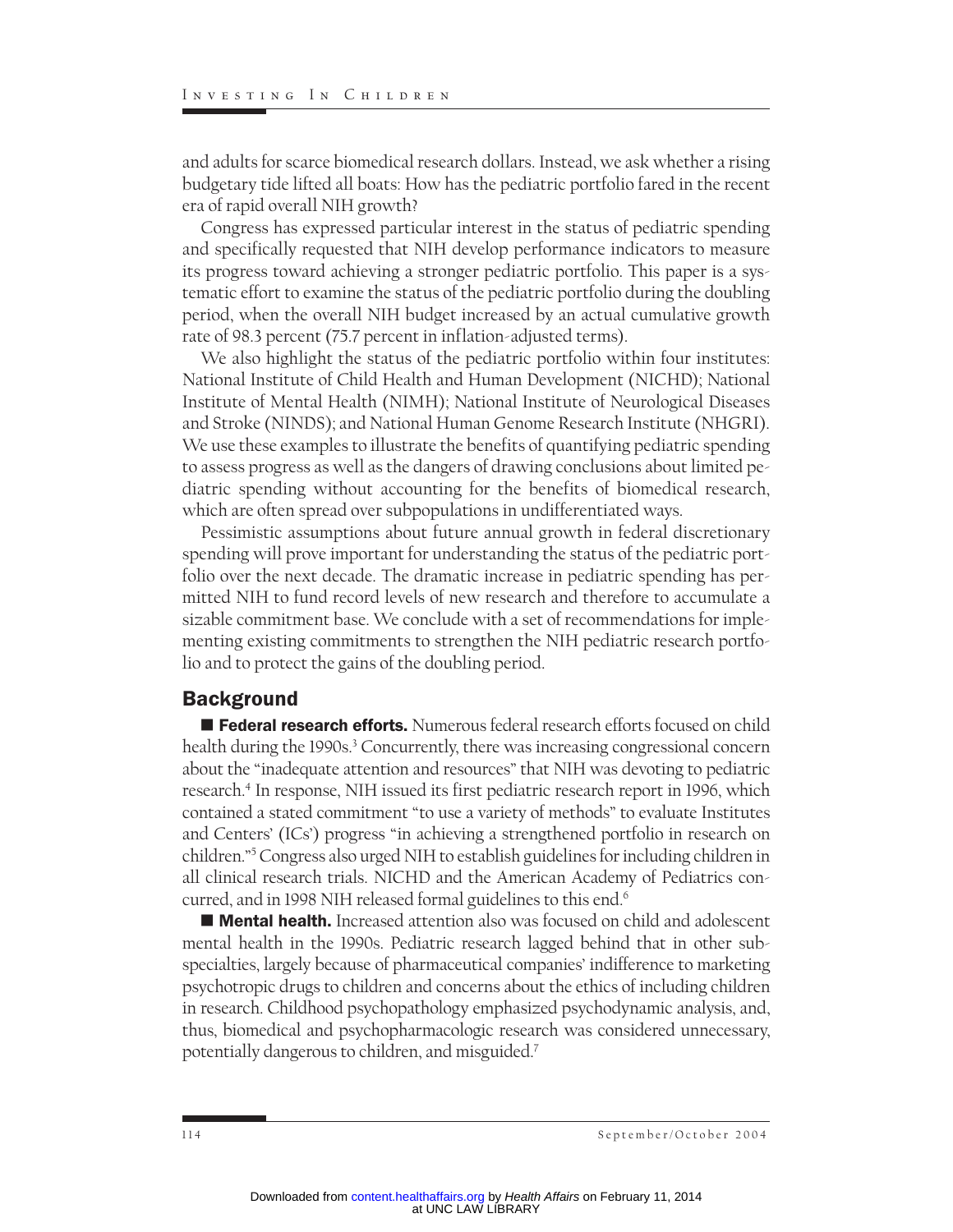and adults for scarce biomedical research dollars. Instead, we ask whether a rising budgetary tide lifted all boats: How has the pediatric portfolio fared in the recent era of rapid overall NIH growth?

Congress has expressed particular interest in the status of pediatric spending and specifically requested that NIH develop performance indicators to measure its progress toward achieving a stronger pediatric portfolio. This paper is a systematic effort to examine the status of the pediatric portfolio during the doubling period, when the overall NIH budget increased by an actual cumulative growth rate of 98.3 percent (75.7 percent in inflation-adjusted terms).

We also highlight the status of the pediatric portfolio within four institutes: National Institute of Child Health and Human Development (NICHD); National Institute of Mental Health (NIMH); National Institute of Neurological Diseases and Stroke (NINDS); and National Human Genome Research Institute (NHGRI). We use these examples to illustrate the benefits of quantifying pediatric spending to assess progress as well as the dangers of drawing conclusions about limited pediatric spending without accounting for the benefits of biomedical research, which are often spread over subpopulations in undifferentiated ways.

Pessimistic assumptions about future annual growth in federal discretionary spending will prove important for understanding the status of the pediatric portfolio over the next decade. The dramatic increase in pediatric spending has permitted NIH to fund record levels of new research and therefore to accumulate a sizable commitment base. We conclude with a set of recommendations for implementing existing commitments to strengthen the NIH pediatric research portfolio and to protect the gains of the doubling period.

## Background

**Federal research efforts.** Numerous federal research efforts focused on child health during the 1990s.[3] Concurrently, there was increasing congressional concern about the "inadequate attention and resources" that NIH was devoting to pediatric research.[4] In response, NIH issued its first pediatric research report in 1996, which contained a stated commitment "to use a variety of methods" to evaluate Institutes and Centers' (ICs') progress "in achieving a strengthened portfolio in research on children."[5] Congress also urged NIH to establish guidelines for including children in all clinical research trials. NICHD and the American Academy of Pediatrics concurred, and in 1998 NIH released formal guidelines to this end.[6]

**Mental health.** Increased attention also was focused on child and adolescent mental health in the 1990s. Pediatric research lagged behind that in other subspecialties, largely because of pharmaceutical companies' indifference to marketing psychotropic drugs to children and concerns about the ethics of including children in research. Childhood psychopathology emphasized psychodynamic analysis, and, thus, biomedical and psychopharmacologic research was considered unnecessary, potentially dangerous to children, and misguided.[7]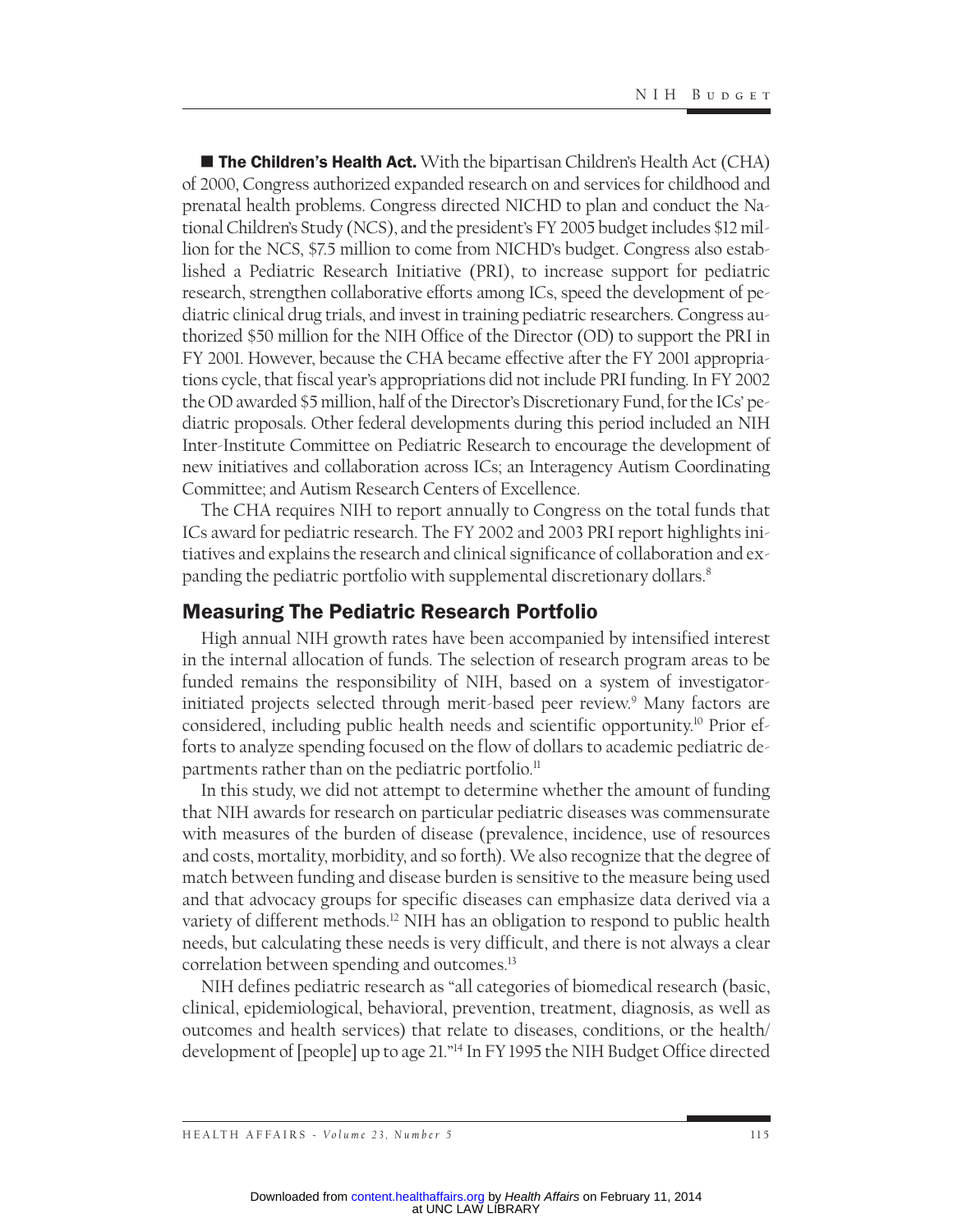■ **The Children's Health Act.** With the bipartisan Children's Health Act (CHA) of 2000, Congress authorized expanded research on and services for childhood and prenatal health problems. Congress directed NICHD to plan and conduct the National Children's Study (NCS), and the president's FY 2005 budget includes $12 million for the NCS, $7.5 million to come from NICHD's budget. Congress also established a Pediatric Research Initiative (PRI), to increase support for pediatric research, strengthen collaborative efforts among ICs, speed the development of pediatric clinical drug trials, and invest in training pediatric researchers. Congress authorized $50 million for the NIH Office of the Director (OD) to support the PRI in FY 2001. However, because the CHA became effective after the FY 2001 appropriations cycle, that fiscal year's appropriations did not include PRI funding. In FY 2002 the OD awarded $5 million, half of the Director's Discretionary Fund, for the ICs' pediatric proposals. Other federal developments during this period included an NIH Inter-Institute Committee on Pediatric Research to encourage the development of new initiatives and collaboration across ICs; an Interagency Autism Coordinating Committee; and Autism Research Centers of Excellence.

The CHA requires NIH to report annually to Congress on the total funds that ICs award for pediatric research. The FY 2002 and 2003 PRI report highlights initiatives and explains the research and clinical significance of collaboration and expanding the pediatric portfolio with supplemental discretionary dollars.[8]

## Measuring The Pediatric Research Portfolio

High annual NIH growth rates have been accompanied by intensified interest in the internal allocation of funds. The selection of research program areas to be funded remains the responsibility of NIH, based on a system of investigator-initiated projects selected through merit-based peer review.[9] Many factors are considered, including public health needs and scientific opportunity.[10] Prior efforts to analyze spending focused on the flow of dollars to academic pediatric departments rather than on the pediatric portfolio.[11]

In this study, we did not attempt to determine whether the amount of funding that NIH awards for research on particular pediatric diseases was commensurate with measures of the burden of disease (prevalence, incidence, use of resources and costs, mortality, morbidity, and so forth). We also recognize that the degree of match between funding and disease burden is sensitive to the measure being used and that advocacy groups for specific diseases can emphasize data derived via a variety of different methods.[12] NIH has an obligation to respond to public health needs, but calculating these needs is very difficult, and there is not always a clear correlation between spending and outcomes.[13]

NIH defines pediatric research as "all categories of biomedical research (basic, clinical, epidemiological, behavioral, prevention, treatment, diagnosis, as well as outcomes and health services) that relate to diseases, conditions, or the health/development of [people] up to age 21."[14] In FY 1995 the NIH Budget Office directed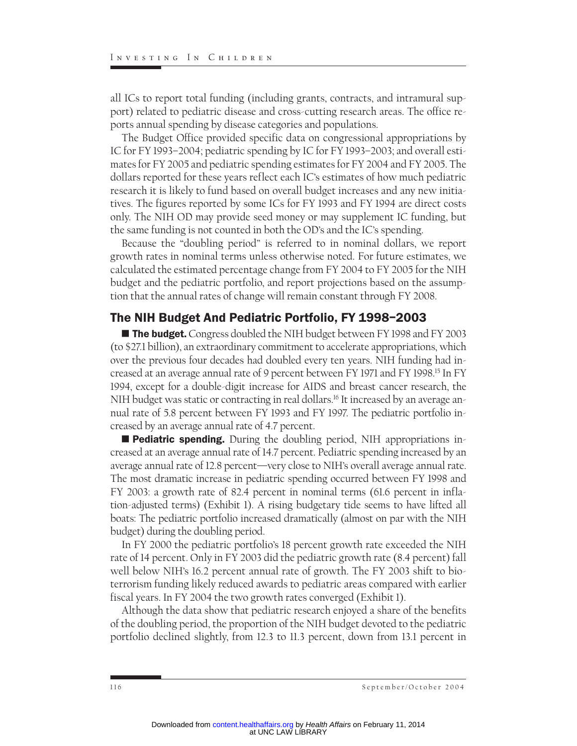all ICs to report total funding (including grants, contracts, and intramural support) related to pediatric disease and cross-cutting research areas. The office reports annual spending by disease categories and populations.

The Budget Office provided specific data on congressional appropriations by IC for FY 1993–2004; pediatric spending by IC for FY 1993–2003; and overall estimates for FY 2005 and pediatric spending estimates for FY 2004 and FY 2005. The dollars reported for these years reflect each IC's estimates of how much pediatric research it is likely to fund based on overall budget increases and any new initiatives. The figures reported by some ICs for FY 1993 and FY 1994 are direct costs only. The NIH OD may provide seed money or may supplement IC funding, but the same funding is not counted in both the OD's and the IC's spending.

Because the "doubling period" is referred to in nominal dollars, we report growth rates in nominal terms unless otherwise noted. For future estimates, we calculated the estimated percentage change from FY 2004 to FY 2005 for the NIH budget and the pediatric portfolio, and report projections based on the assumption that the annual rates of change will remain constant through FY 2008.

## The NIH Budget And Pediatric Portfolio, FY 1998–2003

■ **The budget.** Congress doubled the NIH budget between FY 1998 and FY 2003 (to $27.1 billion), an extraordinary commitment to accelerate appropriations, which over the previous four decades had doubled every ten years. NIH funding had increased at an average annual rate of 9 percent between FY 1971 and FY 1998.[15] In FY 1994, except for a double-digit increase for AIDS and breast cancer research, the NIH budget was static or contracting in real dollars.[16] It increased by an average annual rate of 5.8 percent between FY 1993 and FY 1997. The pediatric portfolio increased by an average annual rate of 4.7 percent.

■ **Pediatric spending.** During the doubling period, NIH appropriations increased at an average annual rate of 14.7 percent. Pediatric spending increased by an average annual rate of 12.8 percent—very close to NIH's overall average annual rate. The most dramatic increase in pediatric spending occurred between FY 1998 and FY 2003: a growth rate of 82.4 percent in nominal terms (61.6 percent in inflation-adjusted terms) (Exhibit 1). A rising budgetary tide seems to have lifted all boats: The pediatric portfolio increased dramatically (almost on par with the NIH budget) during the doubling period.

In FY 2000 the pediatric portfolio's 18 percent growth rate exceeded the NIH rate of 14 percent. Only in FY 2003 did the pediatric growth rate (8.4 percent) fall well below NIH's 16.2 percent annual rate of growth. The FY 2003 shift to bioterrorism funding likely reduced awards to pediatric areas compared with earlier fiscal years. In FY 2004 the two growth rates converged (Exhibit 1).

Although the data show that pediatric research enjoyed a share of the benefits of the doubling period, the proportion of the NIH budget devoted to the pediatric portfolio declined slightly, from 12.3 to 11.3 percent, down from 13.1 percent in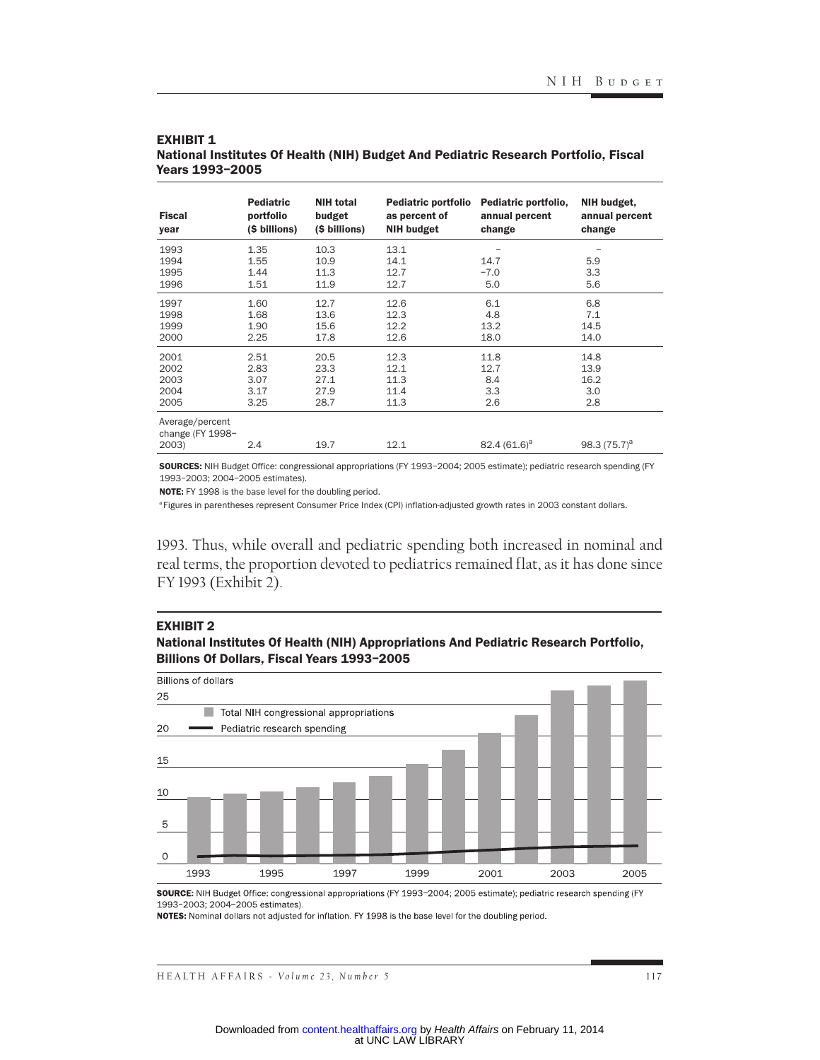**EXHIBIT 1**
**National Institutes Of Health (NIH) Budget And Pediatric Research Portfolio, Fiscal Years 1993–2005**

| Fiscal year | Pediatric portfolio ($ billions) | NIH total budget ($ billions) | Pediatric portfolio as percent of NIH budget | Pediatric portfolio, annual percent change | NIH budget, annual percent change |
|---|---|---|---|---|---|
| 1993 | 1.35 | 10.3 | 13.1 | – | – |
| 1994 | 1.55 | 10.9 | 14.1 | 14.7 | 5.9 |
| 1995 | 1.44 | 11.3 | 12.7 | −7.0 | 3.3 |
| 1996 | 1.51 | 11.9 | 12.7 | 5.0 | 5.6 |
| 1997 | 1.60 | 12.7 | 12.6 | 6.1 | 6.8 |
| 1998 | 1.68 | 13.6 | 12.3 | 4.8 | 7.1 |
| 1999 | 1.90 | 15.6 | 12.2 | 13.2 | 14.5 |
| 2000 | 2.25 | 17.8 | 12.6 | 18.0 | 14.0 |
| 2001 | 2.51 | 20.5 | 12.3 | 11.8 | 14.8 |
| 2002 | 2.83 | 23.3 | 12.1 | 12.7 | 13.9 |
| 2003 | 3.07 | 27.1 | 11.3 | 8.4 | 16.2 |
| 2004 | 3.17 | 27.9 | 11.4 | 3.3 | 3.0 |
| 2005 | 3.25 | 28.7 | 11.3 | 2.6 | 2.8 |
| Average/percent change (FY 1998–2003) | 2.4 | 19.7 | 12.1 | 82.4 (61.6)[a] | 98.3 (75.7)[a] |

**SOURCES:** NIH Budget Office: congressional appropriations (FY 1993–2004; 2005 estimate); pediatric research spending (FY 1993–2003; 2004–2005 estimates).
**NOTE:** FY 1998 is the base level for the doubling period.
[a] Figures in parentheses represent Consumer Price Index (CPI) inflation-adjusted growth rates in 2003 constant dollars.

1993. Thus, while overall and pediatric spending both increased in nominal and real terms, the proportion devoted to pediatrics remained flat, as it has done since FY 1993 (Exhibit 2).

**EXHIBIT 2**
**National Institutes Of Health (NIH) Appropriations And Pediatric Research Portfolio, Billions Of Dollars, Fiscal Years 1993–2005**

**SOURCE:** NIH Budget Office: congressional appropriations (FY 1993–2004; 2005 estimate); pediatric research spending (FY 1993–2003; 2004–2005 estimates).
**NOTES:** Nominal dollars not adjusted for inflation. FY 1998 is the base level for the doubling period.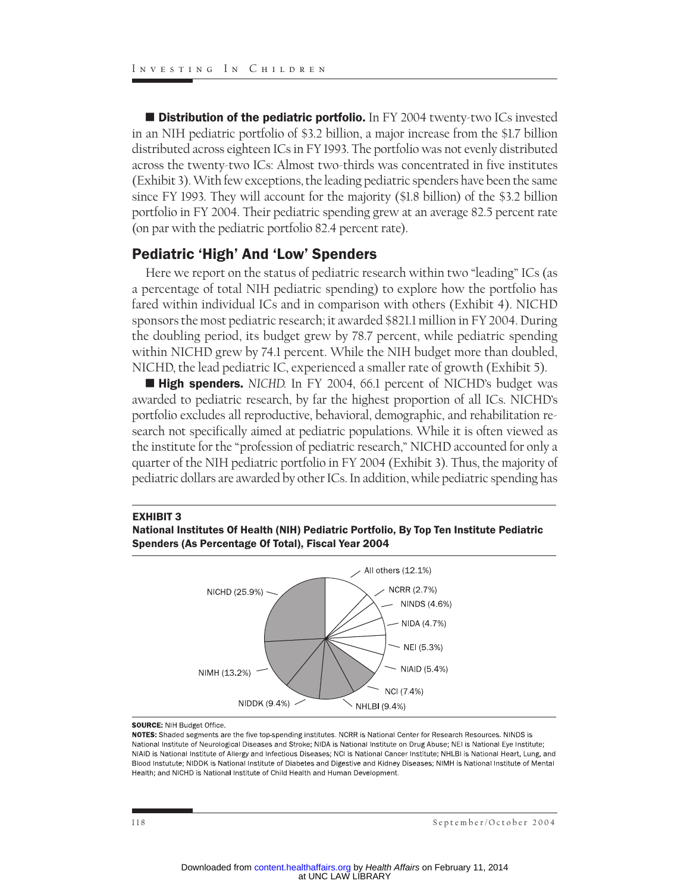■ **Distribution of the pediatric portfolio.** In FY 2004 twenty-two ICs invested in an NIH pediatric portfolio of $3.2 billion, a major increase from the $1.7 billion distributed across eighteen ICs in FY 1993. The portfolio was not evenly distributed across the twenty-two ICs: Almost two-thirds was concentrated in five institutes (Exhibit 3). With few exceptions, the leading pediatric spenders have been the same since FY 1993. They will account for the majority ($1.8 billion) of the $3.2 billion portfolio in FY 2004. Their pediatric spending grew at an average 82.5 percent rate (on par with the pediatric portfolio 82.4 percent rate).

## Pediatric 'High' And 'Low' Spenders

Here we report on the status of pediatric research within two "leading" ICs (as a percentage of total NIH pediatric spending) to explore how the portfolio has fared within individual ICs and in comparison with others (Exhibit 4). NICHD sponsors the most pediatric research; it awarded $821.1 million in FY 2004. During the doubling period, its budget grew by 78.7 percent, while pediatric spending within NICHD grew by 74.1 percent. While the NIH budget more than doubled, NICHD, the lead pediatric IC, experienced a smaller rate of growth (Exhibit 5).

■ **High spenders.** *NICHD.* In FY 2004, 66.1 percent of NICHD's budget was awarded to pediatric research, by far the highest proportion of all ICs. NICHD's portfolio excludes all reproductive, behavioral, demographic, and rehabilitation research not specifically aimed at pediatric populations. While it is often viewed as the institute for the "profession of pediatric research," NICHD accounted for only a quarter of the NIH pediatric portfolio in FY 2004 (Exhibit 3). Thus, the majority of pediatric dollars are awarded by other ICs. In addition, while pediatric spending has

**EXHIBIT 3**
**National Institutes Of Health (NIH) Pediatric Portfolio, By Top Ten Institute Pediatric Spenders (As Percentage Of Total), Fiscal Year 2004**

| Institute | Percentage of total |
|---|---|
| NICHD | 25.9% |
| NIMH | 13.2% |
| NIDDK | 9.4% |
| NHLBI | 9.4% |
| NCI | 7.4% |
| NIAID | 5.4% |
| NEI | 5.3% |
| NIDA | 4.7% |
| NINDS | 4.6% |
| NCRR | 2.7% |
| All others | 12.1% |

**SOURCE:** NIH Budget Office.
**NOTES:** Shaded segments are the five top-spending institutes. NCRR is National Center for Research Resources. NINDS is National Institute of Neurological Diseases and Stroke; NIDA is National Institute on Drug Abuse; NEI is National Eye Institute; NIAID is National Institute of Allergy and Infectious Diseases; NCI is National Cancer Institute; NHLBI is National Heart, Lung, and Blood Instutute; NIDDK is National Institute of Diabetes and Digestive and Kidney Diseases; NIMH is National Institute of Mental Health; and NICHD is National Institute of Child Health and Human Development.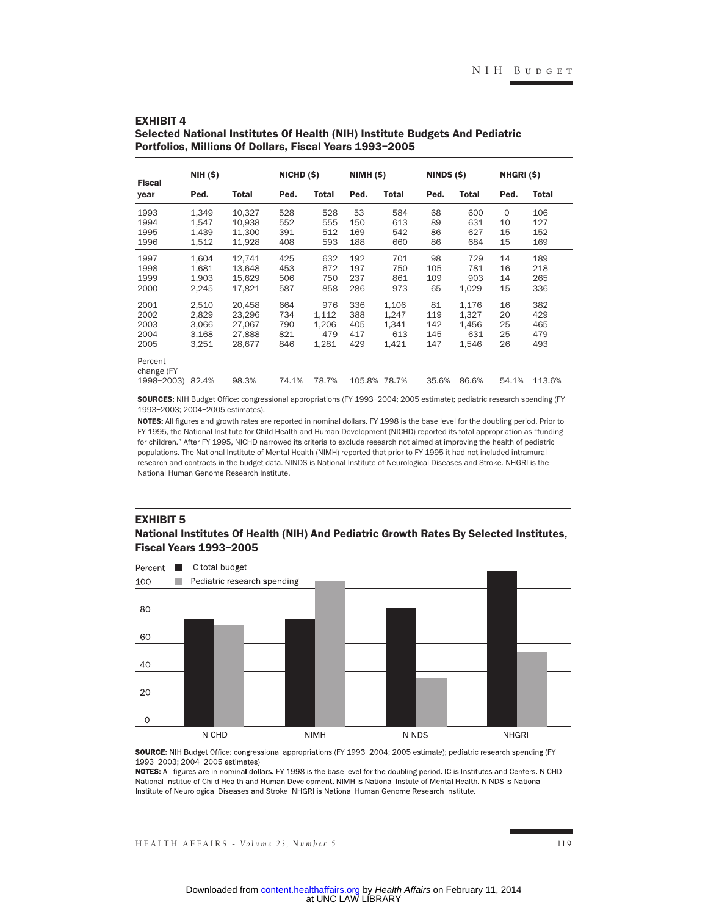## EXHIBIT 4

**Selected National Institutes Of Health (NIH) Institute Budgets And Pediatric Portfolios, Millions Of Dollars, Fiscal Years 1993–2005**

| Fiscal year | NIH ($) | | NICHD ($) | | NIMH ($) | | NINDS ($) | | NHGRI ($) | |
|---|---|---|---|---|---|---|---|---|---|---|
| | Ped. | Total | Ped. | Total | Ped. | Total | Ped. | Total | Ped. | Total |
| 1993 | 1,349 | 10,327 | 528 | 528 | 53 | 584 | 68 | 600 | 0 | 106 |
| 1994 | 1,547 | 10,938 | 552 | 555 | 150 | 613 | 89 | 631 | 10 | 127 |
| 1995 | 1,439 | 11,300 | 391 | 512 | 169 | 542 | 86 | 627 | 15 | 152 |
| 1996 | 1,512 | 11,928 | 408 | 593 | 188 | 660 | 86 | 684 | 15 | 169 |
| 1997 | 1,604 | 12,741 | 425 | 632 | 192 | 701 | 98 | 729 | 14 | 189 |
| 1998 | 1,681 | 13,648 | 453 | 672 | 197 | 750 | 105 | 781 | 16 | 218 |
| 1999 | 1,903 | 15,629 | 506 | 750 | 237 | 861 | 109 | 903 | 14 | 265 |
| 2000 | 2,245 | 17,821 | 587 | 858 | 286 | 973 | 65 | 1,029 | 15 | 336 |
| 2001 | 2,510 | 20,458 | 664 | 976 | 336 | 1,106 | 81 | 1,176 | 16 | 382 |
| 2002 | 2,829 | 23,296 | 734 | 1,112 | 388 | 1,247 | 119 | 1,327 | 20 | 429 |
| 2003 | 3,066 | 27,067 | 790 | 1,206 | 405 | 1,341 | 142 | 1,456 | 25 | 465 |
| 2004 | 3,168 | 27,888 | 821 | 479 | 417 | 613 | 145 | 631 | 25 | 479 |
| 2005 | 3,251 | 28,677 | 846 | 1,281 | 429 | 1,421 | 147 | 1,546 | 26 | 493 |
| Percent change (FY 1998–2003) | 82.4% | 98.3% | 74.1% | 78.7% | 105.8% | 78.7% | 35.6% | 86.6% | 54.1% | 113.6% |

**SOURCES:** NIH Budget Office: congressional appropriations (FY 1993–2004; 2005 estimate); pediatric research spending (FY 1993–2003; 2004–2005 estimates).

**NOTES:** All figures and growth rates are reported in nominal dollars. FY 1998 is the base level for the doubling period. Prior to FY 1995, the National Institute for Child Health and Human Development (NICHD) reported its total appropriation as "funding for children." After FY 1995, NICHD narrowed its criteria to exclude research not aimed at improving the health of pediatric populations. The National Institute of Mental Health (NIMH) reported that prior to FY 1995 it had not included intramural research and contracts in the budget data. NINDS is National Institute of Neurological Diseases and Stroke. NHGRI is the National Human Genome Research Institute.

## EXHIBIT 5

**National Institutes Of Health (NIH) And Pediatric Growth Rates By Selected Institutes, Fiscal Years 1993–2005**

**SOURCE:** NIH Budget Office: congressional appropriations (FY 1993–2004; 2005 estimate); pediatric research spending (FY 1993–2003; 2004–2005 estimates).

**NOTES:** All figures are in nominal dollars. FY 1998 is the base level for the doubling period. IC is Institutes and Centers. NICHD National Institue of Child Health and Human Development. NIMH is National Instute of Mental Health. NINDS is National Institute of Neurological Diseases and Stroke. NHGRI is National Human Genome Research Institute.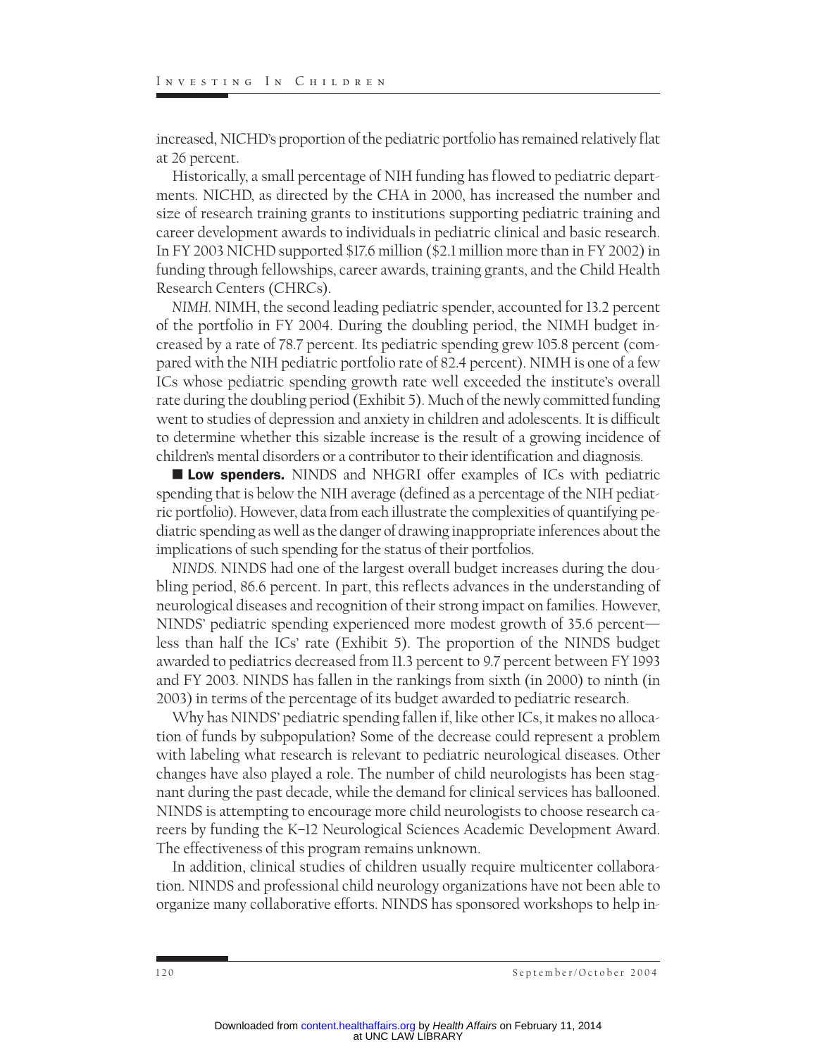increased, NICHD's proportion of the pediatric portfolio has remained relatively flat at 26 percent.

Historically, a small percentage of NIH funding has flowed to pediatric departments. NICHD, as directed by the CHA in 2000, has increased the number and size of research training grants to institutions supporting pediatric training and career development awards to individuals in pediatric clinical and basic research. In FY 2003 NICHD supported $17.6 million ($2.1 million more than in FY 2002) in funding through fellowships, career awards, training grants, and the Child Health Research Centers (CHRCs).

*NIMH.* NIMH, the second leading pediatric spender, accounted for 13.2 percent of the portfolio in FY 2004. During the doubling period, the NIMH budget increased by a rate of 78.7 percent. Its pediatric spending grew 105.8 percent (compared with the NIH pediatric portfolio rate of 82.4 percent). NIMH is one of a few ICs whose pediatric spending growth rate well exceeded the institute's overall rate during the doubling period (Exhibit 5). Much of the newly committed funding went to studies of depression and anxiety in children and adolescents. It is difficult to determine whether this sizable increase is the result of a growing incidence of children's mental disorders or a contributor to their identification and diagnosis.

■ **Low spenders.** NINDS and NHGRI offer examples of ICs with pediatric spending that is below the NIH average (defined as a percentage of the NIH pediatric portfolio). However, data from each illustrate the complexities of quantifying pediatric spending as well as the danger of drawing inappropriate inferences about the implications of such spending for the status of their portfolios.

*NINDS.* NINDS had one of the largest overall budget increases during the doubling period, 86.6 percent. In part, this reflects advances in the understanding of neurological diseases and recognition of their strong impact on families. However, NINDS' pediatric spending experienced more modest growth of 35.6 percent—less than half the ICs' rate (Exhibit 5). The proportion of the NINDS budget awarded to pediatrics decreased from 11.3 percent to 9.7 percent between FY 1993 and FY 2003. NINDS has fallen in the rankings from sixth (in 2000) to ninth (in 2003) in terms of the percentage of its budget awarded to pediatric research.

Why has NINDS' pediatric spending fallen if, like other ICs, it makes no allocation of funds by subpopulation? Some of the decrease could represent a problem with labeling what research is relevant to pediatric neurological diseases. Other changes have also played a role. The number of child neurologists has been stagnant during the past decade, while the demand for clinical services has ballooned. NINDS is attempting to encourage more child neurologists to choose research careers by funding the K–12 Neurological Sciences Academic Development Award. The effectiveness of this program remains unknown.

In addition, clinical studies of children usually require multicenter collaboration. NINDS and professional child neurology organizations have not been able to organize many collaborative efforts. NINDS has sponsored workshops to help in-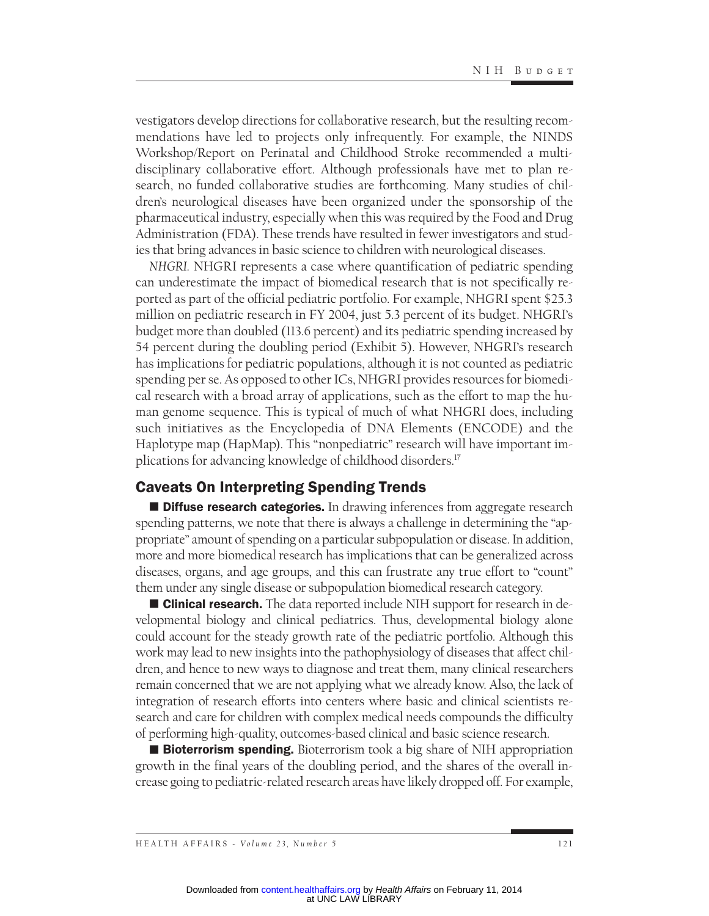vestigators develop directions for collaborative research, but the resulting recommendations have led to projects only infrequently. For example, the NINDS Workshop/Report on Perinatal and Childhood Stroke recommended a multidisciplinary collaborative effort. Although professionals have met to plan research, no funded collaborative studies are forthcoming. Many studies of children's neurological diseases have been organized under the sponsorship of the pharmaceutical industry, especially when this was required by the Food and Drug Administration (FDA). These trends have resulted in fewer investigators and studies that bring advances in basic science to children with neurological diseases.

*NHGRI.* NHGRI represents a case where quantification of pediatric spending can underestimate the impact of biomedical research that is not specifically reported as part of the official pediatric portfolio. For example, NHGRI spent $25.3 million on pediatric research in FY 2004, just 5.3 percent of its budget. NHGRI's budget more than doubled (113.6 percent) and its pediatric spending increased by 54 percent during the doubling period (Exhibit 5). However, NHGRI's research has implications for pediatric populations, although it is not counted as pediatric spending per se. As opposed to other ICs, NHGRI provides resources for biomedical research with a broad array of applications, such as the effort to map the human genome sequence. This is typical of much of what NHGRI does, including such initiatives as the Encyclopedia of DNA Elements (ENCODE) and the Haplotype map (HapMap). This "nonpediatric" research will have important implications for advancing knowledge of childhood disorders.[17]

## Caveats On Interpreting Spending Trends

■ **Diffuse research categories.** In drawing inferences from aggregate research spending patterns, we note that there is always a challenge in determining the "appropriate" amount of spending on a particular subpopulation or disease. In addition, more and more biomedical research has implications that can be generalized across diseases, organs, and age groups, and this can frustrate any true effort to "count" them under any single disease or subpopulation biomedical research category.

■ **Clinical research.** The data reported include NIH support for research in developmental biology and clinical pediatrics. Thus, developmental biology alone could account for the steady growth rate of the pediatric portfolio. Although this work may lead to new insights into the pathophysiology of diseases that affect children, and hence to new ways to diagnose and treat them, many clinical researchers remain concerned that we are not applying what we already know. Also, the lack of integration of research efforts into centers where basic and clinical scientists research and care for children with complex medical needs compounds the difficulty of performing high-quality, outcomes-based clinical and basic science research.

■ **Bioterrorism spending.** Bioterrorism took a big share of NIH appropriation growth in the final years of the doubling period, and the shares of the overall increase going to pediatric-related research areas have likely dropped off. For example,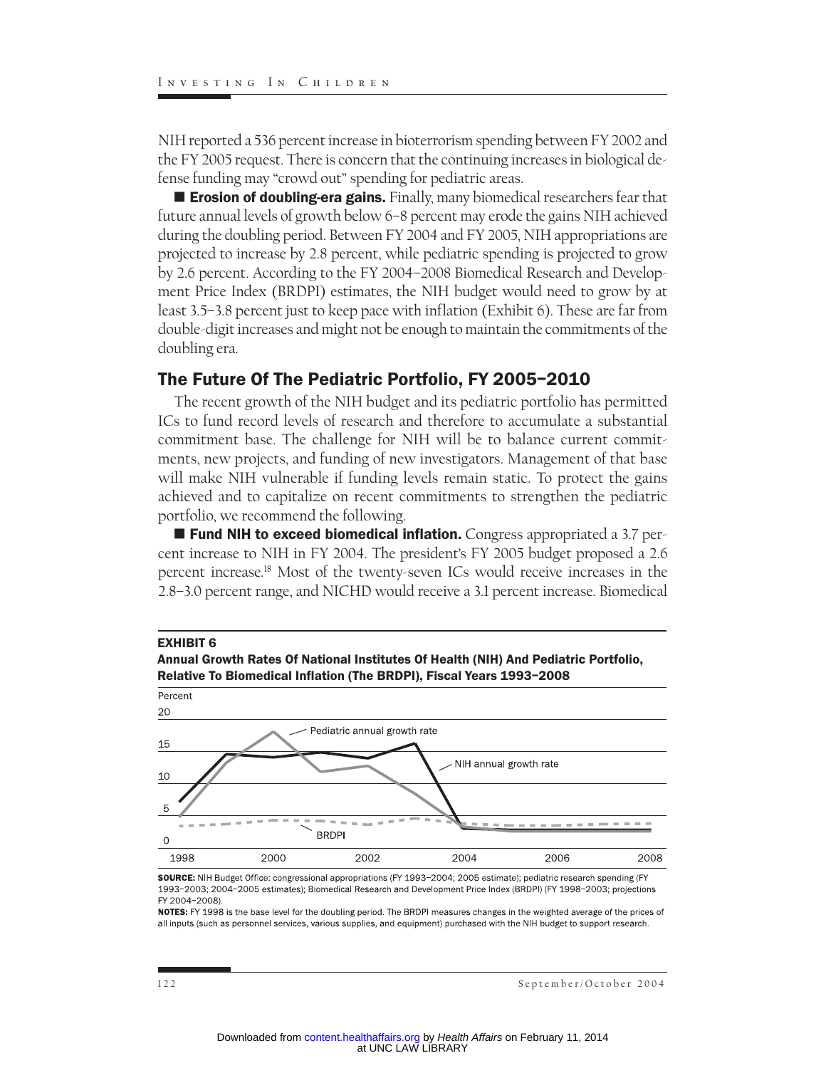NIH reported a 536 percent increase in bioterrorism spending between FY 2002 and the FY 2005 request. There is concern that the continuing increases in biological defense funding may "crowd out" spending for pediatric areas.

■ **Erosion of doubling-era gains.** Finally, many biomedical researchers fear that future annual levels of growth below 6–8 percent may erode the gains NIH achieved during the doubling period. Between FY 2004 and FY 2005, NIH appropriations are projected to increase by 2.8 percent, while pediatric spending is projected to grow by 2.6 percent. According to the FY 2004–2008 Biomedical Research and Development Price Index (BRDPI) estimates, the NIH budget would need to grow by at least 3.5–3.8 percent just to keep pace with inflation (Exhibit 6). These are far from double-digit increases and might not be enough to maintain the commitments of the doubling era.

## The Future Of The Pediatric Portfolio, FY 2005–2010

The recent growth of the NIH budget and its pediatric portfolio has permitted ICs to fund record levels of research and therefore to accumulate a substantial commitment base. The challenge for NIH will be to balance current commitments, new projects, and funding of new investigators. Management of that base will make NIH vulnerable if funding levels remain static. To protect the gains achieved and to capitalize on recent commitments to strengthen the pediatric portfolio, we recommend the following.

■ **Fund NIH to exceed biomedical inflation.** Congress appropriated a 3.7 percent increase to NIH in FY 2004. The president's FY 2005 budget proposed a 2.6 percent increase.[18] Most of the twenty-seven ICs would receive increases in the 2.8–3.0 percent range, and NICHD would receive a 3.1 percent increase. Biomedical

**EXHIBIT 6**
**Annual Growth Rates Of National Institutes Of Health (NIH) And Pediatric Portfolio, Relative To Biomedical Inflation (The BRDPI), Fiscal Years 1993–2008**

**SOURCE:** NIH Budget Office: congressional appropriations (FY 1993–2004; 2005 estimate); pediatric research spending (FY 1993–2003; 2004–2005 estimates); Biomedical Research and Development Price Index (BRDPI) (FY 1998–2003; projections FY 2004–2008).
**NOTES:** FY 1998 is the base level for the doubling period. The BRDPI measures changes in the weighted average of the prices of all inputs (such as personnel services, various supplies, and equipment) purchased with the NIH budget to support research.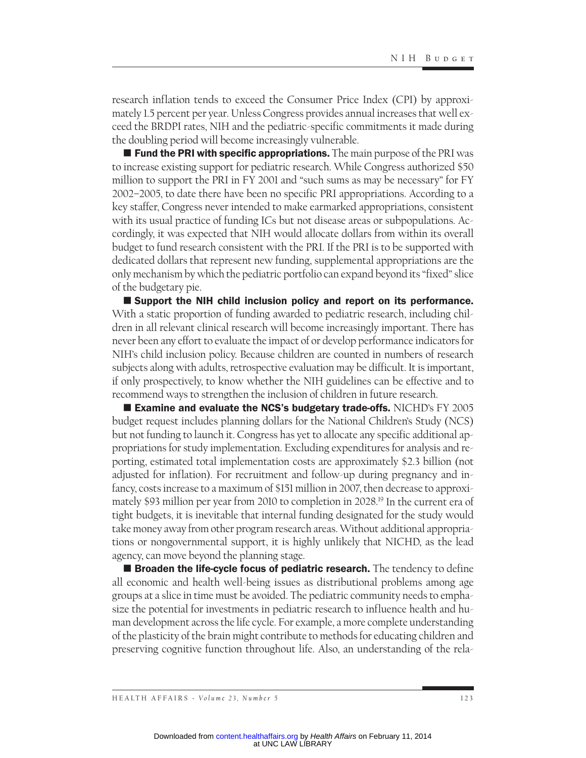research inflation tends to exceed the Consumer Price Index (CPI) by approximately 1.5 percent per year. Unless Congress provides annual increases that well exceed the BRDPI rates, NIH and the pediatric-specific commitments it made during the doubling period will become increasingly vulnerable.

■ **Fund the PRI with specific appropriations.** The main purpose of the PRI was to increase existing support for pediatric research. While Congress authorized $50 million to support the PRI in FY 2001 and "such sums as may be necessary" for FY 2002–2005, to date there have been no specific PRI appropriations. According to a key staffer, Congress never intended to make earmarked appropriations, consistent with its usual practice of funding ICs but not disease areas or subpopulations. Accordingly, it was expected that NIH would allocate dollars from within its overall budget to fund research consistent with the PRI. If the PRI is to be supported with dedicated dollars that represent new funding, supplemental appropriations are the only mechanism by which the pediatric portfolio can expand beyond its "fixed" slice of the budgetary pie.

■ **Support the NIH child inclusion policy and report on its performance.** With a static proportion of funding awarded to pediatric research, including children in all relevant clinical research will become increasingly important. There has never been any effort to evaluate the impact of or develop performance indicators for NIH's child inclusion policy. Because children are counted in numbers of research subjects along with adults, retrospective evaluation may be difficult. It is important, if only prospectively, to know whether the NIH guidelines can be effective and to recommend ways to strengthen the inclusion of children in future research.

■ **Examine and evaluate the NCS's budgetary trade-offs.** NICHD's FY 2005 budget request includes planning dollars for the National Children's Study (NCS) but not funding to launch it. Congress has yet to allocate any specific additional appropriations for study implementation. Excluding expenditures for analysis and reporting, estimated total implementation costs are approximately $2.3 billion (not adjusted for inflation). For recruitment and follow-up during pregnancy and infancy, costs increase to a maximum of $151 million in 2007, then decrease to approximately $93 million per year from 2010 to completion in 2028.[19] In the current era of tight budgets, it is inevitable that internal funding designated for the study would take money away from other program research areas. Without additional appropriations or nongovernmental support, it is highly unlikely that NICHD, as the lead agency, can move beyond the planning stage.

■ **Broaden the life-cycle focus of pediatric research.** The tendency to define all economic and health well-being issues as distributional problems among age groups at a slice in time must be avoided. The pediatric community needs to emphasize the potential for investments in pediatric research to influence health and human development across the life cycle. For example, a more complete understanding of the plasticity of the brain might contribute to methods for educating children and preserving cognitive function throughout life. Also, an understanding of the rela-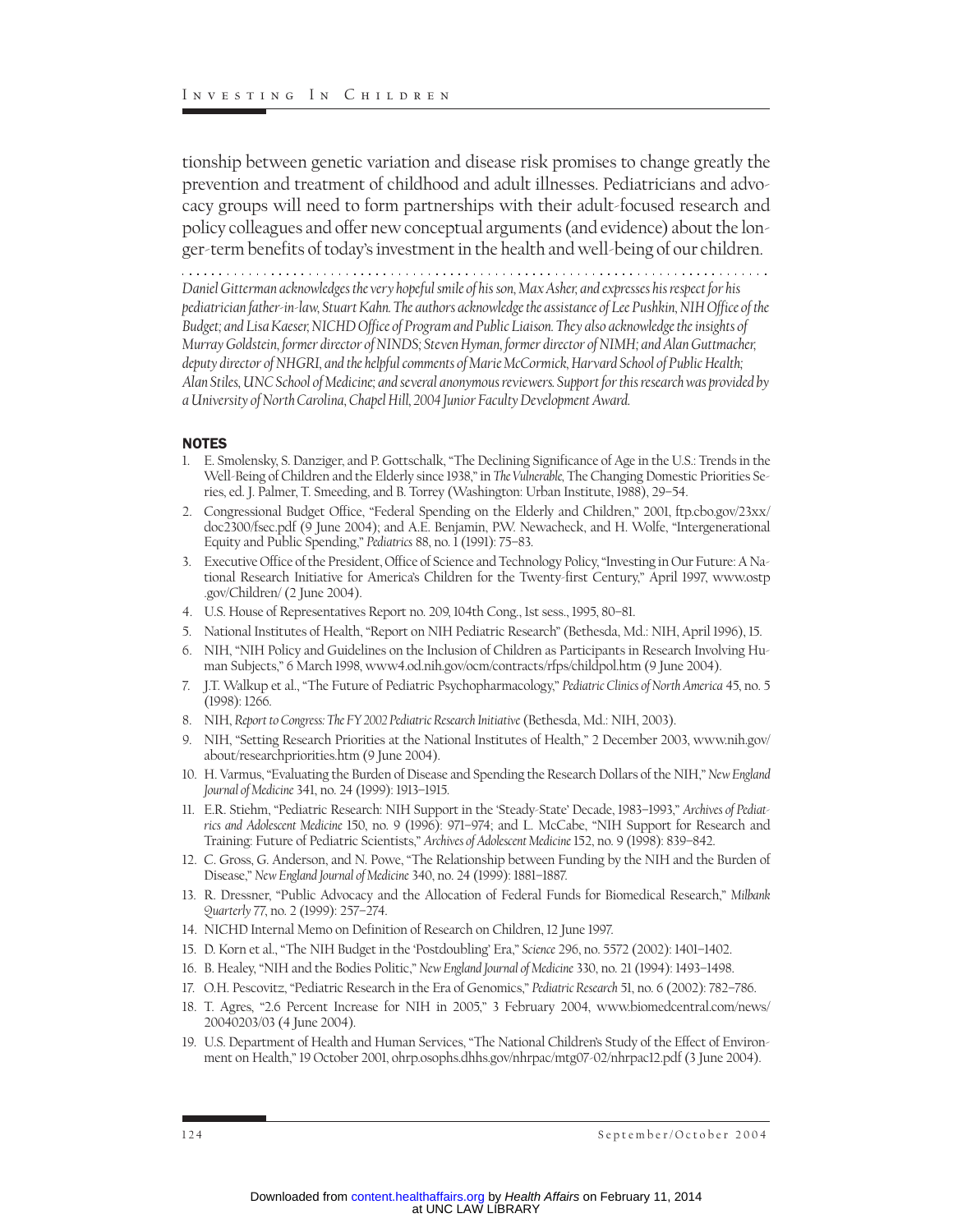tionship between genetic variation and disease risk promises to change greatly the prevention and treatment of childhood and adult illnesses. Pediatricians and advocacy groups will need to form partnerships with their adult-focused research and policy colleagues and offer new conceptual arguments (and evidence) about the longer-term benefits of today's investment in the health and well-being of our children.

*Daniel Gitterman acknowledges the very hopeful smile of his son, Max Asher, and expresses his respect for his pediatrician father-in-law, Stuart Kahn. The authors acknowledge the assistance of Lee Pushkin, NIH Office of the Budget; and Lisa Kaeser, NICHD Office of Program and Public Liaison. They also acknowledge the insights of Murray Goldstein, former director of NINDS; Steven Hyman, former director of NIMH; and Alan Guttmacher, deputy director of NHGRI, and the helpful comments of Marie McCormick, Harvard School of Public Health; Alan Stiles, UNC School of Medicine; and several anonymous reviewers. Support for this research was provided by a University of North Carolina, Chapel Hill, 2004 Junior Faculty Development Award.*

## NOTES

1. E. Smolensky, S. Danziger, and P. Gottschalk, "The Declining Significance of Age in the U.S.: Trends in the Well-Being of Children and the Elderly since 1938," in *The Vulnerable*, The Changing Domestic Priorities Series, ed. J. Palmer, T. Smeeding, and B. Torrey (Washington: Urban Institute, 1988), 29–54.
2. Congressional Budget Office, "Federal Spending on the Elderly and Children," 2001, ftp.cbo.gov/23xx/doc2300/fsec.pdf (9 June 2004); and A.E. Benjamin, P.W. Newacheck, and H. Wolfe, "Intergenerational Equity and Public Spending," *Pediatrics* 88, no. 1 (1991): 75–83.
3. Executive Office of the President, Office of Science and Technology Policy, "Investing in Our Future: A National Research Initiative for America's Children for the Twenty-first Century," April 1997, www.ostp.gov/Children/ (2 June 2004).
4. U.S. House of Representatives Report no. 209, 104th Cong., 1st sess., 1995, 80–81.
5. National Institutes of Health, "Report on NIH Pediatric Research" (Bethesda, Md.: NIH, April 1996), 15.
6. NIH, "NIH Policy and Guidelines on the Inclusion of Children as Participants in Research Involving Human Subjects," 6 March 1998, www4.od.nih.gov/ocm/contracts/rfps/childpol.htm (9 June 2004).
7. J.T. Walkup et al., "The Future of Pediatric Psychopharmacology," *Pediatric Clinics of North America* 45, no. 5 (1998): 1266.
8. NIH, *Report to Congress: The FY 2002 Pediatric Research Initiative* (Bethesda, Md.: NIH, 2003).
9. NIH, "Setting Research Priorities at the National Institutes of Health," 2 December 2003, www.nih.gov/about/researchpriorities.htm (9 June 2004).
10. H. Varmus, "Evaluating the Burden of Disease and Spending the Research Dollars of the NIH," *New England Journal of Medicine* 341, no. 24 (1999): 1913–1915.
11. E.R. Stiehm, "Pediatric Research: NIH Support in the 'Steady-State' Decade, 1983–1993," *Archives of Pediatrics and Adolescent Medicine* 150, no. 9 (1996): 971–974; and L. McCabe, "NIH Support for Research and Training: Future of Pediatric Scientists," *Archives of Adolescent Medicine* 152, no. 9 (1998): 839–842.
12. C. Gross, G. Anderson, and N. Powe, "The Relationship between Funding by the NIH and the Burden of Disease," *New England Journal of Medicine* 340, no. 24 (1999): 1881–1887.
13. R. Dressner, "Public Advocacy and the Allocation of Federal Funds for Biomedical Research," *Milbank Quarterly* 77, no. 2 (1999): 257–274.
14. NICHD Internal Memo on Definition of Research on Children, 12 June 1997.
15. D. Korn et al., "The NIH Budget in the 'Postdoubling' Era," *Science* 296, no. 5572 (2002): 1401–1402.
16. B. Healey, "NIH and the Bodies Politic," *New England Journal of Medicine* 330, no. 21 (1994): 1493–1498.
17. O.H. Pescovitz, "Pediatric Research in the Era of Genomics," *Pediatric Research* 51, no. 6 (2002): 782–786.
18. T. Agres, "2.6 Percent Increase for NIH in 2005," 3 February 2004, www.biomedcentral.com/news/20040203/03 (4 June 2004).
19. U.S. Department of Health and Human Services, "The National Children's Study of the Effect of Environment on Health," 19 October 2001, ohrp.osophs.dhhs.gov/nhrpac/mtg07-02/nhrpac12.pdf (3 June 2004).